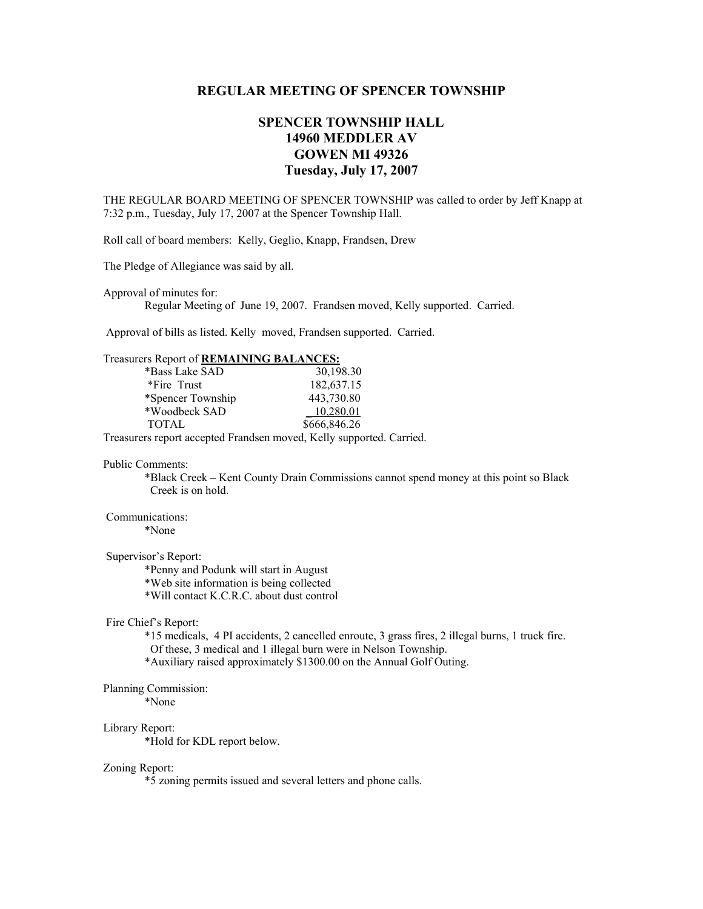## REGULAR MEETING OF SPENCER TOWNSHIP

### SPENCER TOWNSHIP HALL
### 14960 MEDDLER AV
### GOWEN MI 49326
### Tuesday, July 17, 2007

THE REGULAR BOARD MEETING OF SPENCER TOWNSHIP was called to order by Jeff Knapp at 7:32 p.m., Tuesday, July 17, 2007 at the Spencer Township Hall.

Roll call of board members: Kelly, Geglio, Knapp, Frandsen, Drew

The Pledge of Allegiance was said by all.

Approval of minutes for:

Regular Meeting of June 19, 2007. Frandsen moved, Kelly supported. Carried.

Approval of bills as listed. Kelly moved, Frandsen supported. Carried.

Treasurers Report of **REMAINING BALANCES:**

| | |
|---|---|
| *Bass Lake SAD | 30,198.30 |
| *Fire Trust | 182,637.15 |
| *Spencer Township | 443,730.80 |
| *Woodbeck SAD | 10,280.01 |
| TOTAL | $666,846.26 |

Treasurers report accepted Frandsen moved, Kelly supported. Carried.

Public Comments:

*Black Creek – Kent County Drain Commissions cannot spend money at this point so Black Creek is on hold.

Communications:

*None

Supervisor's Report:

*Penny and Podunk will start in August
*Web site information is being collected
*Will contact K.C.R.C. about dust control

Fire Chief's Report:

*15 medicals, 4 PI accidents, 2 cancelled enroute, 3 grass fires, 2 illegal burns, 1 truck fire. Of these, 3 medical and 1 illegal burn were in Nelson Township.
*Auxiliary raised approximately $1300.00 on the Annual Golf Outing.

Planning Commission:

*None

Library Report:

*Hold for KDL report below.

Zoning Report:

*5 zoning permits issued and several letters and phone calls.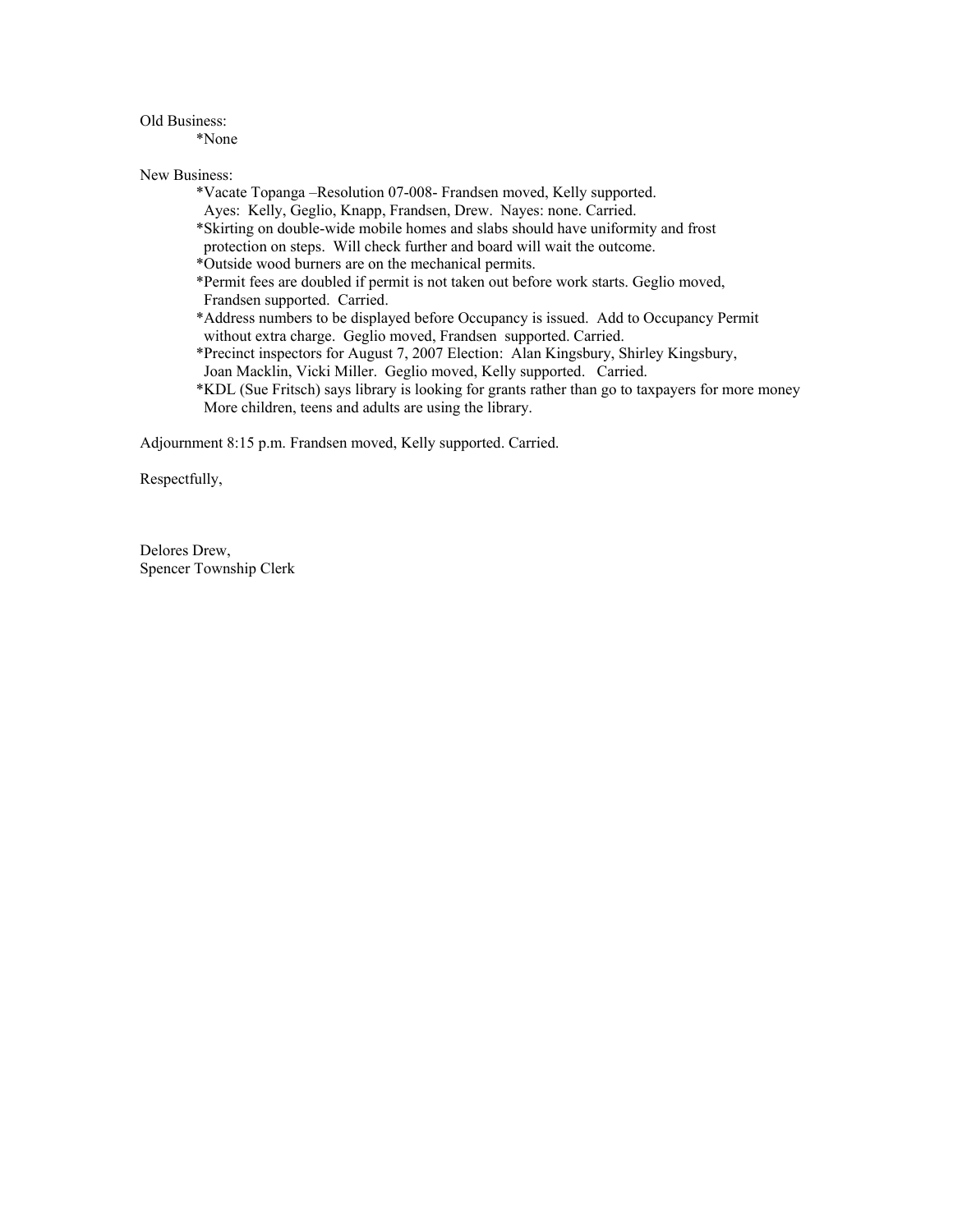Old Business:

*None

New Business:

*Vacate Topanga –Resolution 07-008- Frandsen moved, Kelly supported.
Ayes: Kelly, Geglio, Knapp, Frandsen, Drew. Nayes: none. Carried.

*Skirting on double-wide mobile homes and slabs should have uniformity and frost protection on steps. Will check further and board will wait the outcome.

*Outside wood burners are on the mechanical permits.

*Permit fees are doubled if permit is not taken out before work starts. Geglio moved, Frandsen supported. Carried.

*Address numbers to be displayed before Occupancy is issued. Add to Occupancy Permit without extra charge. Geglio moved, Frandsen supported. Carried.

*Precinct inspectors for August 7, 2007 Election: Alan Kingsbury, Shirley Kingsbury, Joan Macklin, Vicki Miller. Geglio moved, Kelly supported. Carried.

*KDL (Sue Fritsch) says library is looking for grants rather than go to taxpayers for more money More children, teens and adults are using the library.

Adjournment 8:15 p.m. Frandsen moved, Kelly supported. Carried.

Respectfully,

Delores Drew,
Spencer Township Clerk